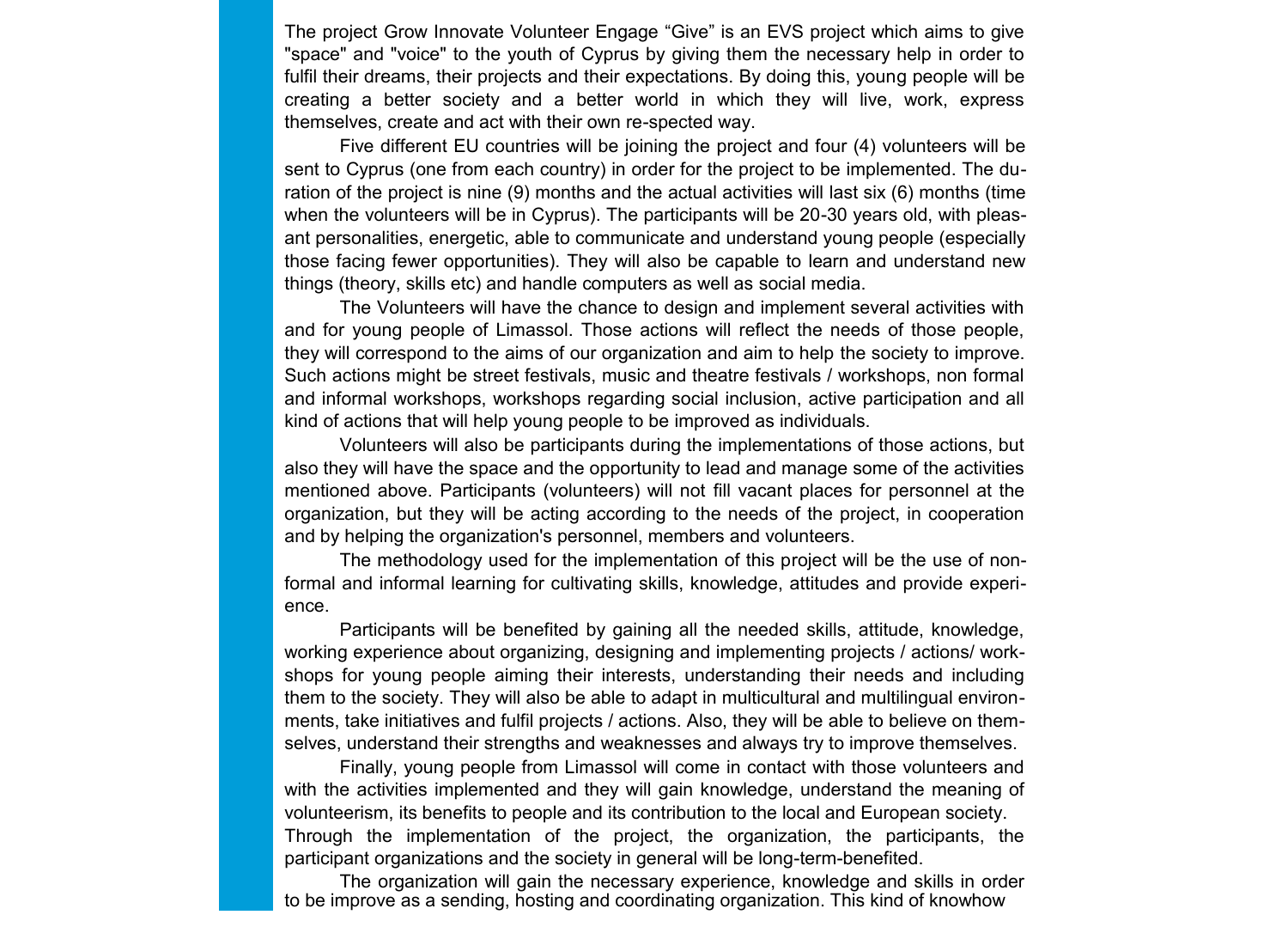The project Grow Innovate Volunteer Engage “Give” is an EVS project which aims to give "space" and "voice" to the youth of Cyprus by giving them the necessary help in order to fulfil their dreams, their projects and their expectations. By doing this, young people will be creating a better society and a better world in which they will live, work, express themselves, create and act with their own re-spected way.

Five different EU countries will be joining the project and four (4) volunteers will be sent to Cyprus (one from each country) in order for the project to be implemented. The duration of the project is nine (9) months and the actual activities will last six (6) months (time when the volunteers will be in Cyprus). The participants will be 20-30 years old, with pleasant personalities, energetic, able to communicate and understand young people (especially those facing fewer opportunities). They will also be capable to learn and understand new things (theory, skills etc) and handle computers as well as social media.

The Volunteers will have the chance to design and implement several activities with and for young people of Limassol. Those actions will reflect the needs of those people, they will correspond to the aims of our organization and aim to help the society to improve. Such actions might be street festivals, music and theatre festivals / workshops, non formal and informal workshops, workshops regarding social inclusion, active participation and all kind of actions that will help young people to be improved as individuals.

Volunteers will also be participants during the implementations of those actions, but also they will have the space and the opportunity to lead and manage some of the activities mentioned above. Participants (volunteers) will not fill vacant places for personnel at the organization, but they will be acting according to the needs of the project, in cooperation and by helping the organization's personnel, members and volunteers.

The methodology used for the implementation of this project will be the use of non-formal and informal learning for cultivating skills, knowledge, attitudes and provide experience.

Participants will be benefited by gaining all the needed skills, attitude, knowledge, working experience about organizing, designing and implementing projects / actions/ workshops for young people aiming their interests, understanding their needs and including them to the society. They will also be able to adapt in multicultural and multilingual environments, take initiatives and fulfil projects / actions. Also, they will be able to believe on themselves, understand their strengths and weaknesses and always try to improve themselves.

Finally, young people from Limassol will come in contact with those volunteers and with the activities implemented and they will gain knowledge, understand the meaning of volunteerism, its benefits to people and its contribution to the local and European society. Through the implementation of the project, the organization, the participants, the participant organizations and the society in general will be long-term-benefited.

The organization will gain the necessary experience, knowledge and skills in order to be improve as a sending, hosting and coordinating organization. This kind of knowhow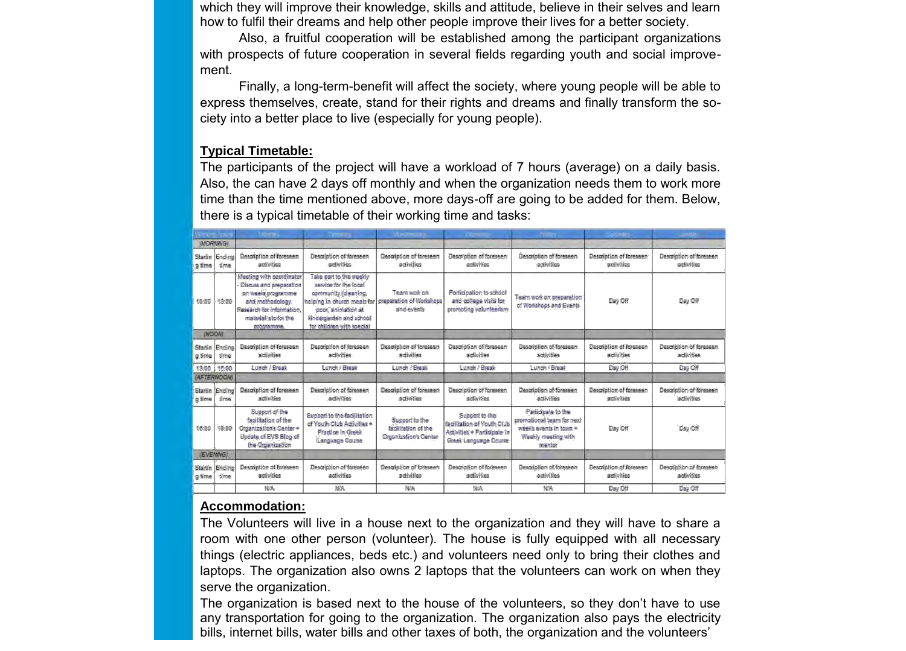which they will improve their knowledge, skills and attitude, believe in their selves and learn how to fulfil their dreams and help other people improve their lives for a better society.

Also, a fruitful cooperation will be established among the participant organizations with prospects of future cooperation in several fields regarding youth and social improvement.

Finally, a long-term-benefit will affect the society, where young people will be able to express themselves, create, stand for their rights and dreams and finally transform the society into a better place to live (especially for young people).

**Typical Timetable:**

The participants of the project will have a workload of 7 hours (average) on a daily basis. Also, the can have 2 days off monthly and when the organization needs them to work more time than the time mentioned above, more days-off are going to be added for them. Below, there is a typical timetable of their working time and tasks:

| Working hours | | Monday | Tuesday | Wednesday | Thursday | Friday | Saturday | Sunday |
|---|---|---|---|---|---|---|---|---|
| (MORNING) | | | | | | | | |
| Starting time | Ending time | Description of foreseen activities | Description of foreseen activities | Description of foreseen activities | Description of foreseen activities | Description of foreseen activities | Description of foreseen activities | Description of foreseen activities |
| 10:00 | 13:00 | Meeting with coordinator - Discuss and preparation on weeks programme and methodology. Research for information, material, etc for the programme | Take part to the weekly service for the local community (cleaning, helping in church meals for poor, animation at kindergarden and school for children with special | Team work on preparation of Workshops and events | Participation to school and college visits for promoting volunteerism | Team work on preparation of Workshops and Events | Day Off | Day Off |
| (NOON) | | | | | | | | |
| Starting time | Ending time | Description of foreseen activities | Description of foreseen activities | Description of foreseen activities | Description of foreseen activities | Description of foreseen activities | Description of foreseen activities | Description of foreseen activities |
| 13:00 | 15:00 | Lunch / Break | Lunch / Break | Lunch / Break | Lunch / Break | Lunch / Break | Day Off | Day Off |
| (AFTERNOON) | | | | | | | | |
| Starting time | Ending time | Description of foreseen activities | Description of foreseen activities | Description of foreseen activities | Description of foreseen activities | Description of foreseen activities | Description of foreseen activities | Description of foreseen activities |
| 15:00 | 18:00 | Support of the facilitation of the Organization's Center + Update of EVS Blog of the Organization | Support to the facilitation of Youth Club Activities + Practice in Greek Language Course | Support to the facilitation of the Organization's Center | Support to the facilitation of Youth Club Activities + Participate in Greek Language Course | Participate to the promotional team for next week's events in town + Weekly meeting with mentor | Day Off | Day Off |
| (EVENING) | | | | | | | | |
| Starting time | Ending time | Description of foreseen activities | Description of foreseen activities | Description of foreseen activities | Description of foreseen activities | Description of foreseen activities | Description of foreseen activities | Description of foreseen activities |
| | | N/A | N/A | N/A | N/A | N/A | Day Off | Day Off |

**Accommodation:**

The Volunteers will live in a house next to the organization and they will have to share a room with one other person (volunteer). The house is fully equipped with all necessary things (electric appliances, beds etc.) and volunteers need only to bring their clothes and laptops. The organization also owns 2 laptops that the volunteers can work on when they serve the organization.

The organization is based next to the house of the volunteers, so they don't have to use any transportation for going to the organization. The organization also pays the electricity bills, internet bills, water bills and other taxes of both, the organization and the volunteers'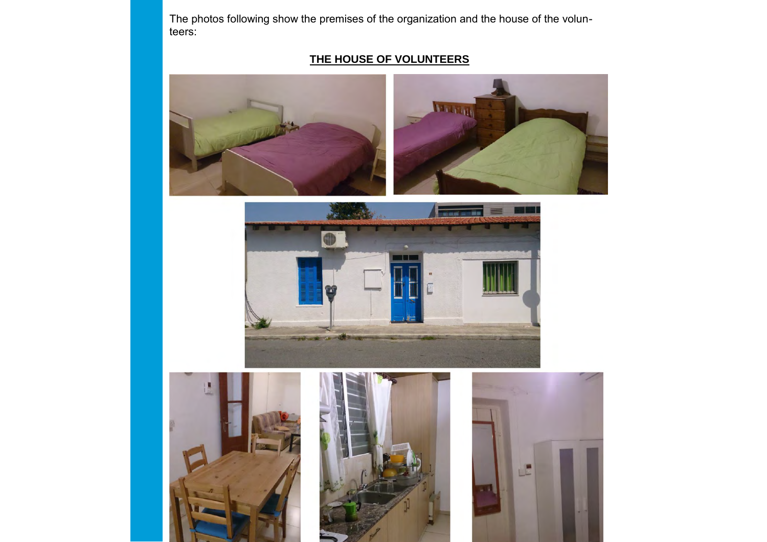The photos following show the premises of the organization and the house of the volunteers:

**THE HOUSE OF VOLUNTEERS**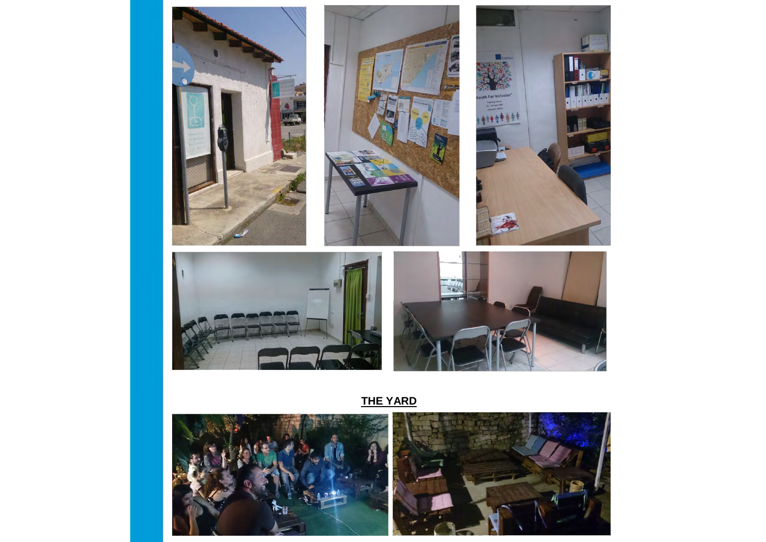**THE YARD**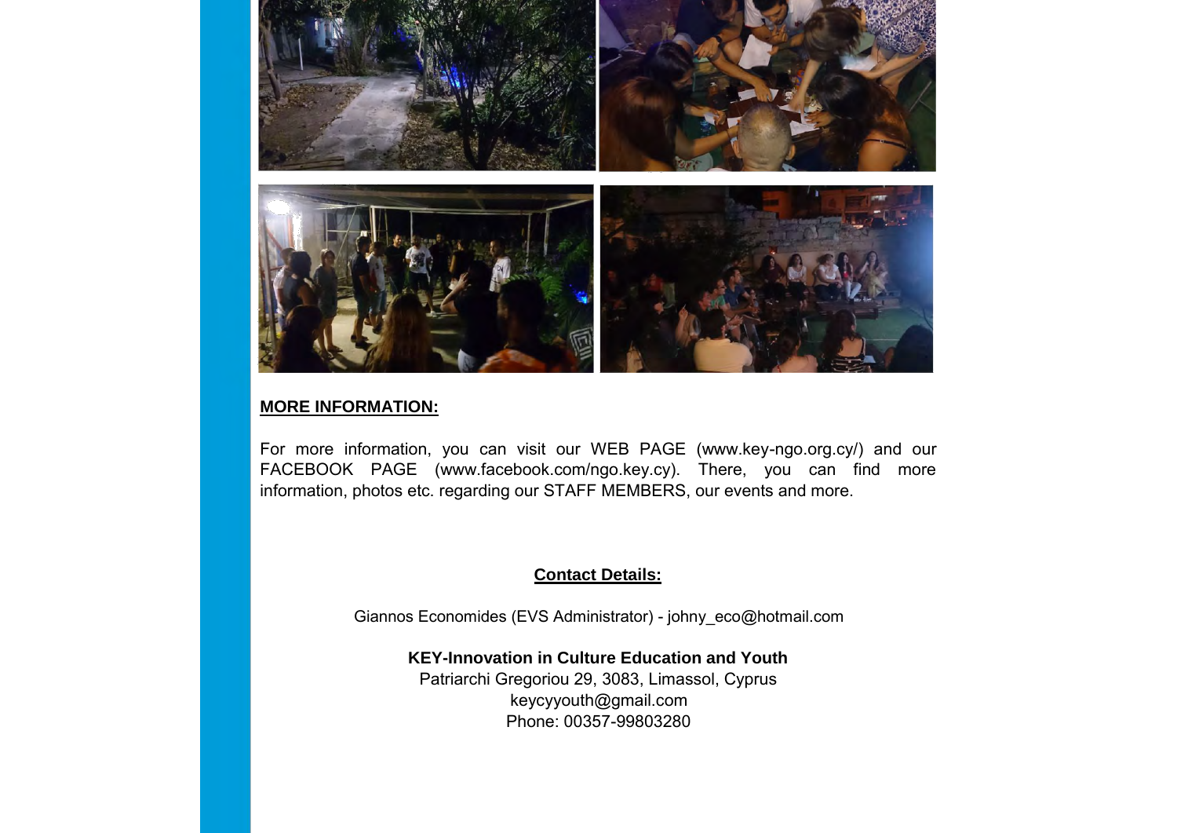**MORE INFORMATION:**

For more information, you can visit our WEB PAGE (www.key-ngo.org.cy/) and our FACEBOOK PAGE (www.facebook.com/ngo.key.cy). There, you can find more information, photos etc. regarding our STAFF MEMBERS, our events and more.

**Contact Details:**

Giannos Economides (EVS Administrator) - johny_eco@hotmail.com

**KEY-Innovation in Culture Education and Youth**
Patriarchi Gregoriou 29, 3083, Limassol, Cyprus
keycyyouth@gmail.com
Phone: 00357-99803280